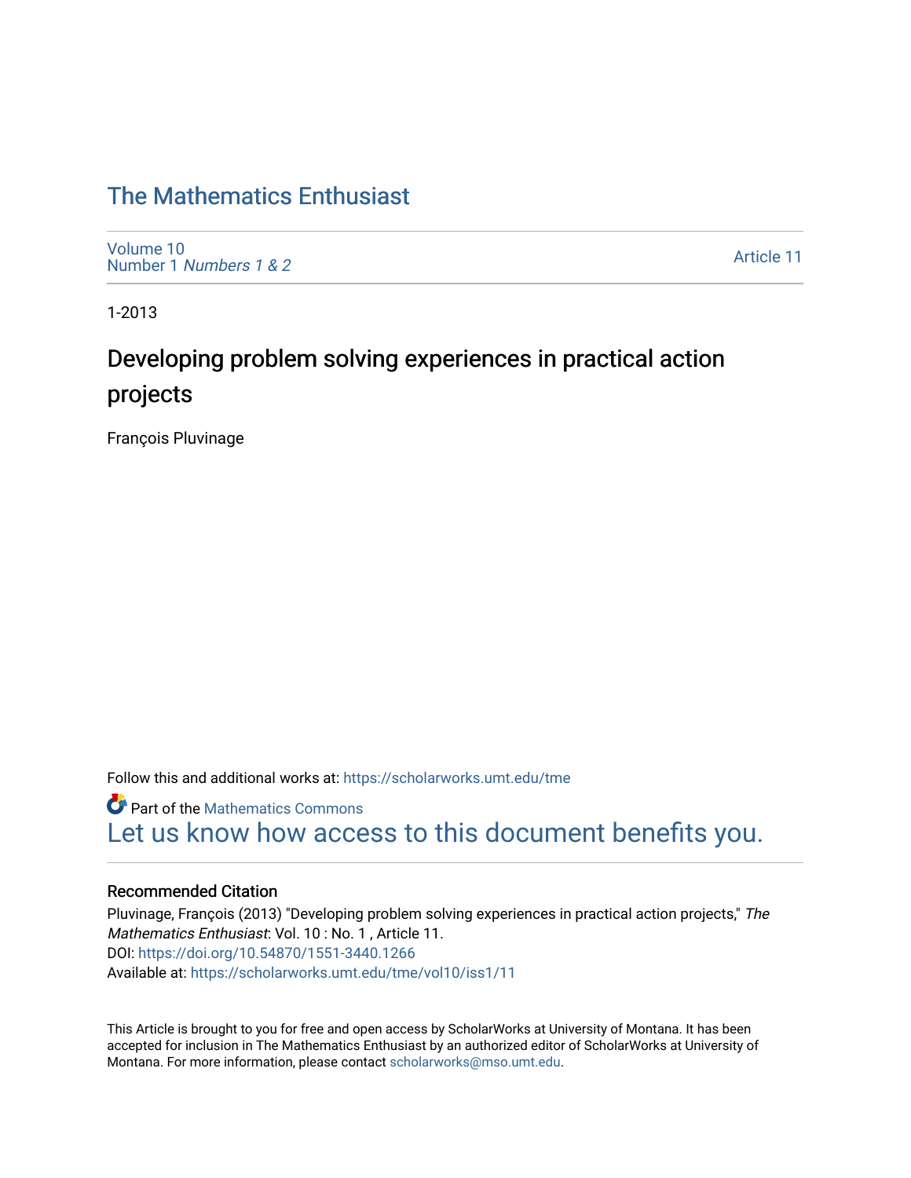# The Mathematics Enthusiast

Volume 10
Number 1 *Numbers 1 & 2*

Article 11

1-2013

## Developing problem solving experiences in practical action projects

François Pluvinage

Follow this and additional works at: https://scholarworks.umt.edu/tme

Part of the Mathematics Commons

Let us know how access to this document benefits you.

### Recommended Citation

Pluvinage, François (2013) "Developing problem solving experiences in practical action projects," *The Mathematics Enthusiast*: Vol. 10 : No. 1 , Article 11.
DOI: https://doi.org/10.54870/1551-3440.1266
Available at: https://scholarworks.umt.edu/tme/vol10/iss1/11

This Article is brought to you for free and open access by ScholarWorks at University of Montana. It has been accepted for inclusion in The Mathematics Enthusiast by an authorized editor of ScholarWorks at University of Montana. For more information, please contact scholarworks@mso.umt.edu.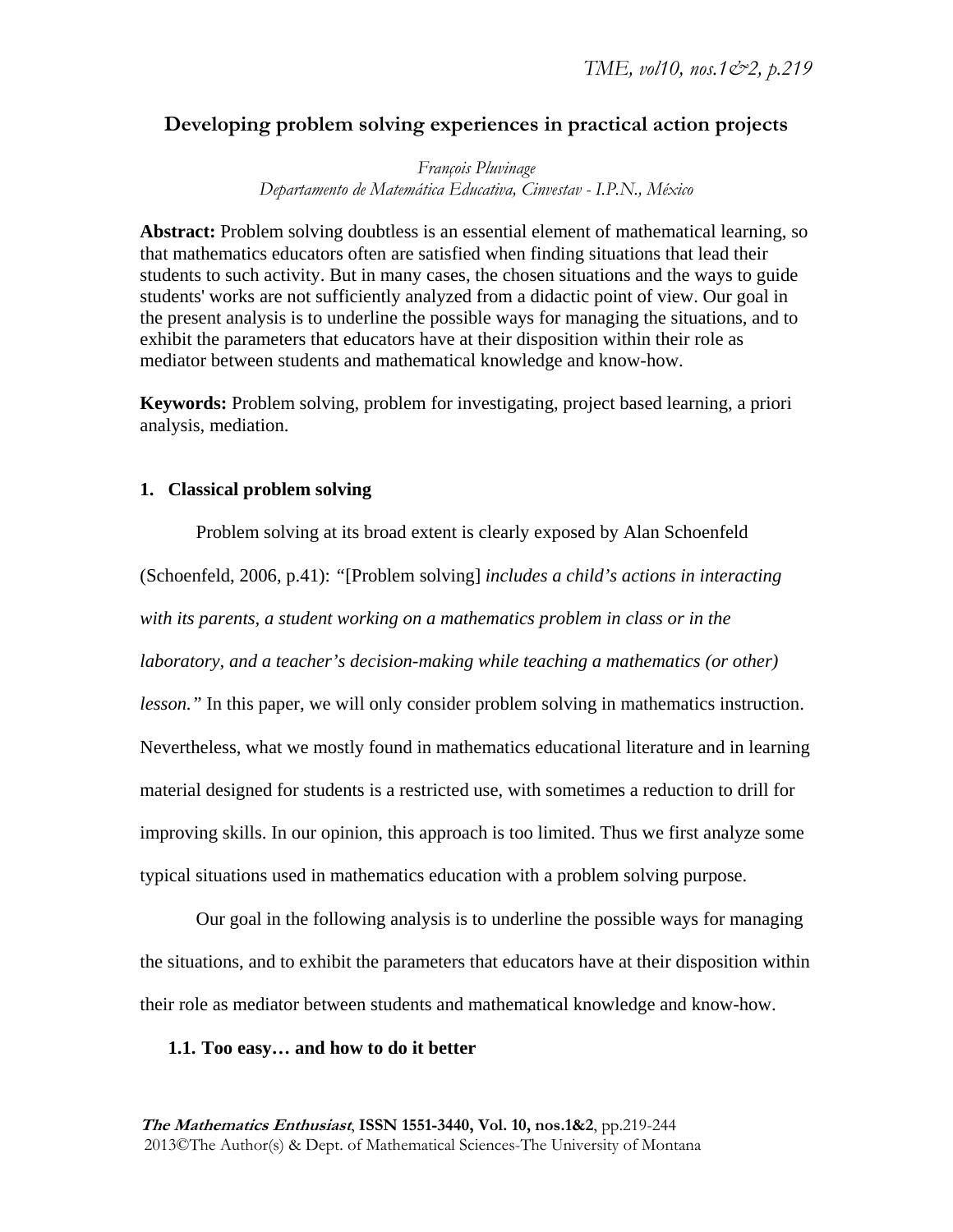# Developing problem solving experiences in practical action projects

*François Pluvinage*
*Departamento de Matemática Educativa, Cinvestav - I.P.N., México*

**Abstract:** Problem solving doubtless is an essential element of mathematical learning, so that mathematics educators often are satisfied when finding situations that lead their students to such activity. But in many cases, the chosen situations and the ways to guide students' works are not sufficiently analyzed from a didactic point of view. Our goal in the present analysis is to underline the possible ways for managing the situations, and to exhibit the parameters that educators have at their disposition within their role as mediator between students and mathematical knowledge and know-how.

**Keywords:** Problem solving, problem for investigating, project based learning, a priori analysis, mediation.

## 1. Classical problem solving

Problem solving at its broad extent is clearly exposed by Alan Schoenfeld (Schoenfeld, 2006, p.41): *"*[Problem solving] *includes a child's actions in interacting with its parents, a student working on a mathematics problem in class or in the laboratory, and a teacher's decision-making while teaching a mathematics (or other) lesson."* In this paper, we will only consider problem solving in mathematics instruction. Nevertheless, what we mostly found in mathematics educational literature and in learning material designed for students is a restricted use, with sometimes a reduction to drill for improving skills. In our opinion, this approach is too limited. Thus we first analyze some typical situations used in mathematics education with a problem solving purpose.

Our goal in the following analysis is to underline the possible ways for managing the situations, and to exhibit the parameters that educators have at their disposition within their role as mediator between students and mathematical knowledge and know-how.

### 1.1. Too easy… and how to do it better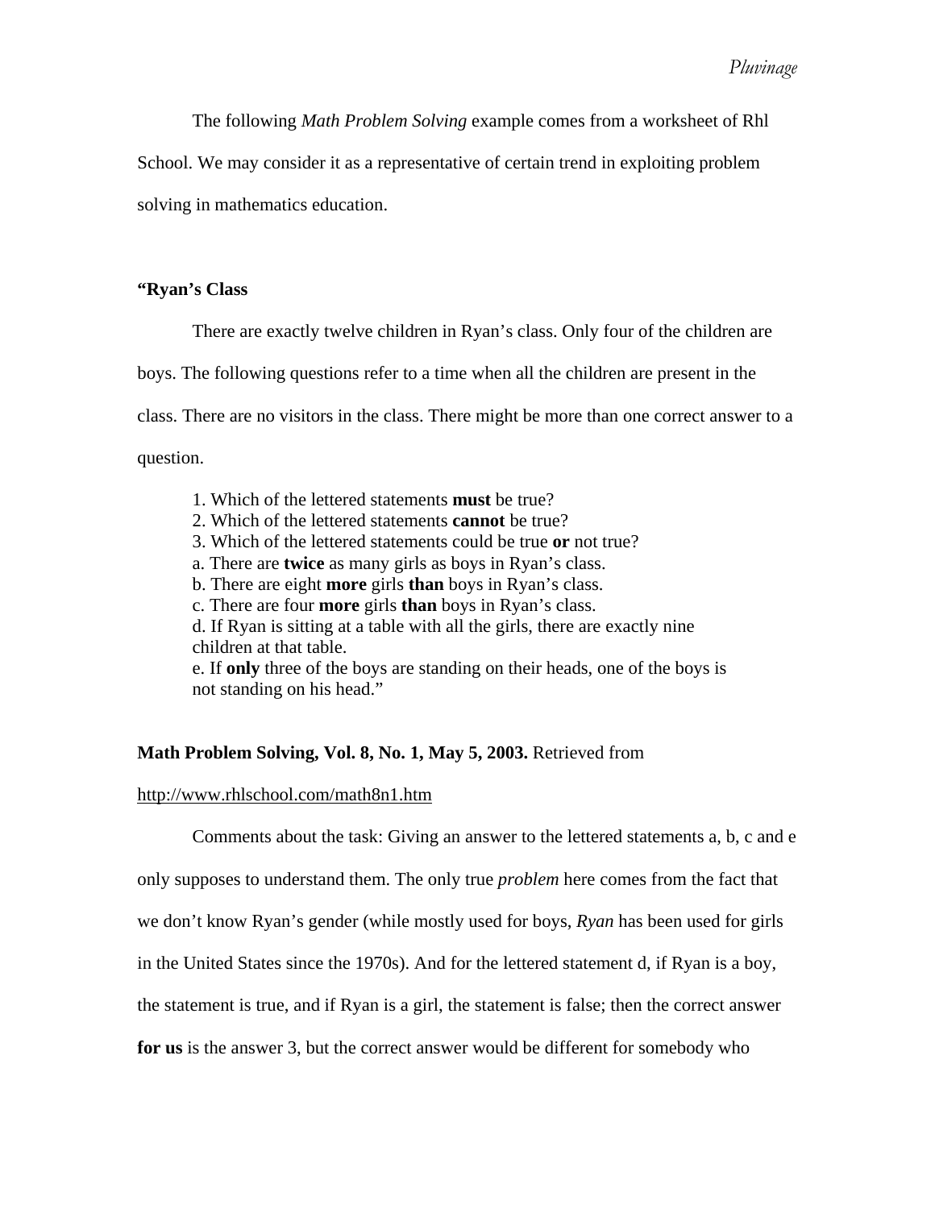The following *Math Problem Solving* example comes from a worksheet of Rhl School. We may consider it as a representative of certain trend in exploiting problem solving in mathematics education.

**"Ryan's Class**

There are exactly twelve children in Ryan's class. Only four of the children are boys. The following questions refer to a time when all the children are present in the class. There are no visitors in the class. There might be more than one correct answer to a question.

1. Which of the lettered statements **must** be true?
2. Which of the lettered statements **cannot** be true?
3. Which of the lettered statements could be true **or** not true?

a. There are **twice** as many girls as boys in Ryan's class.
b. There are eight **more** girls **than** boys in Ryan's class.
c. There are four **more** girls **than** boys in Ryan's class.
d. If Ryan is sitting at a table with all the girls, there are exactly nine children at that table.
e. If **only** three of the boys are standing on their heads, one of the boys is not standing on his head."

**Math Problem Solving, Vol. 8, No. 1, May 5, 2003.** Retrieved from http://www.rhlschool.com/math8n1.htm

Comments about the task: Giving an answer to the lettered statements a, b, c and e only supposes to understand them. The only true *problem* here comes from the fact that we don't know Ryan's gender (while mostly used for boys, *Ryan* has been used for girls in the United States since the 1970s). And for the lettered statement d, if Ryan is a boy, the statement is true, and if Ryan is a girl, the statement is false; then the correct answer **for us** is the answer 3, but the correct answer would be different for somebody who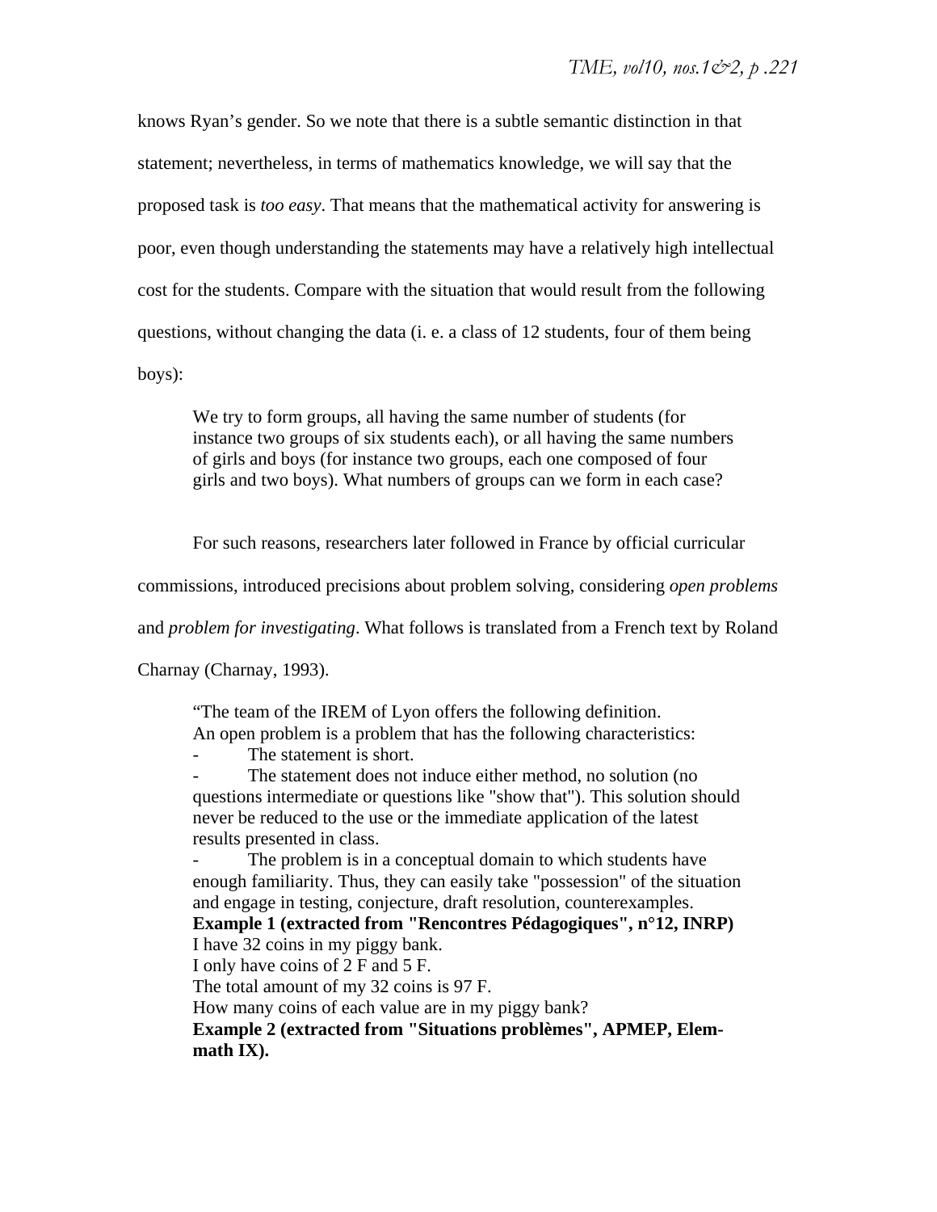knows Ryan's gender. So we note that there is a subtle semantic distinction in that statement; nevertheless, in terms of mathematics knowledge, we will say that the proposed task is *too easy*. That means that the mathematical activity for answering is poor, even though understanding the statements may have a relatively high intellectual cost for the students. Compare with the situation that would result from the following questions, without changing the data (i. e. a class of 12 students, four of them being boys):

> We try to form groups, all having the same number of students (for instance two groups of six students each), or all having the same numbers of girls and boys (for instance two groups, each one composed of four girls and two boys). What numbers of groups can we form in each case?

For such reasons, researchers later followed in France by official curricular commissions, introduced precisions about problem solving, considering *open problems* and *problem for investigating*. What follows is translated from a French text by Roland Charnay (Charnay, 1993).

> "The team of the IREM of Lyon offers the following definition.
> An open problem is a problem that has the following characteristics:
> - The statement is short.
> - The statement does not induce either method, no solution (no questions intermediate or questions like "show that"). This solution should never be reduced to the use or the immediate application of the latest results presented in class.
> - The problem is in a conceptual domain to which students have enough familiarity. Thus, they can easily take "possession" of the situation and engage in testing, conjecture, draft resolution, counterexamples.
>
> **Example 1 (extracted from "Rencontres Pédagogiques", n°12, INRP)**
> I have 32 coins in my piggy bank.
> I only have coins of 2 F and 5 F.
> The total amount of my 32 coins is 97 F.
> How many coins of each value are in my piggy bank?
>
> **Example 2 (extracted from "Situations problèmes", APMEP, Elem-math IX).**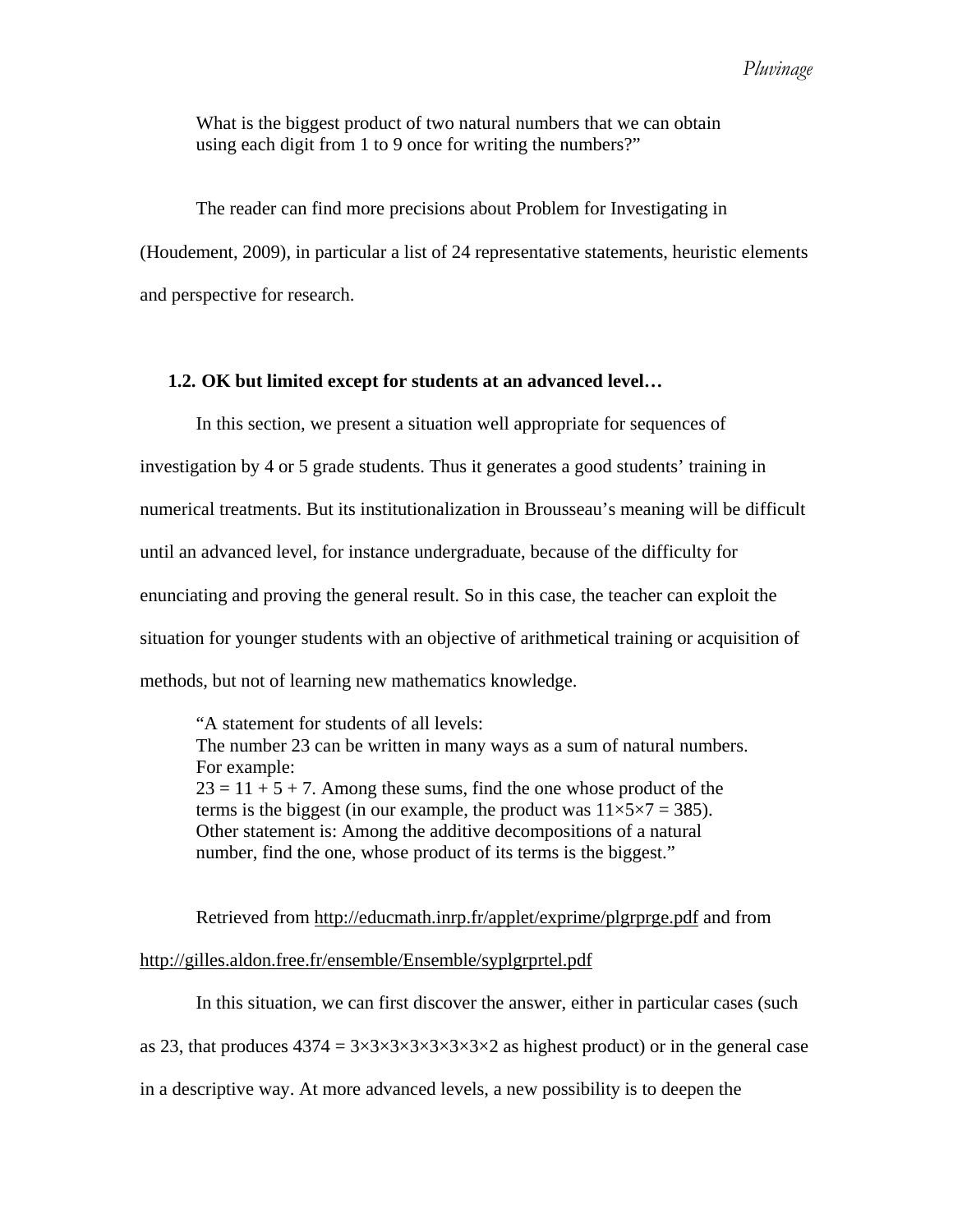What is the biggest product of two natural numbers that we can obtain using each digit from 1 to 9 once for writing the numbers?"

The reader can find more precisions about Problem for Investigating in (Houdement, 2009), in particular a list of 24 representative statements, heuristic elements and perspective for research.

### 1.2. OK but limited except for students at an advanced level…

In this section, we present a situation well appropriate for sequences of investigation by 4 or 5 grade students. Thus it generates a good students' training in numerical treatments. But its institutionalization in Brousseau's meaning will be difficult until an advanced level, for instance undergraduate, because of the difficulty for enunciating and proving the general result. So in this case, the teacher can exploit the situation for younger students with an objective of arithmetical training or acquisition of methods, but not of learning new mathematics knowledge.

> "A statement for students of all levels:
> The number 23 can be written in many ways as a sum of natural numbers. For example:
> $23 = 11 + 5 + 7$. Among these sums, find the one whose product of the terms is the biggest (in our example, the product was $11\times5\times7 = 385$).
> Other statement is: Among the additive decompositions of a natural number, find the one, whose product of its terms is the biggest."

Retrieved from http://educmath.inrp.fr/applet/exprime/plgrprge.pdf and from http://gilles.aldon.free.fr/ensemble/Ensemble/syplgrprtel.pdf

In this situation, we can first discover the answer, either in particular cases (such as 23, that produces $4374 = 3\times3\times3\times3\times3\times3\times3\times2$ as highest product) or in the general case in a descriptive way. At more advanced levels, a new possibility is to deepen the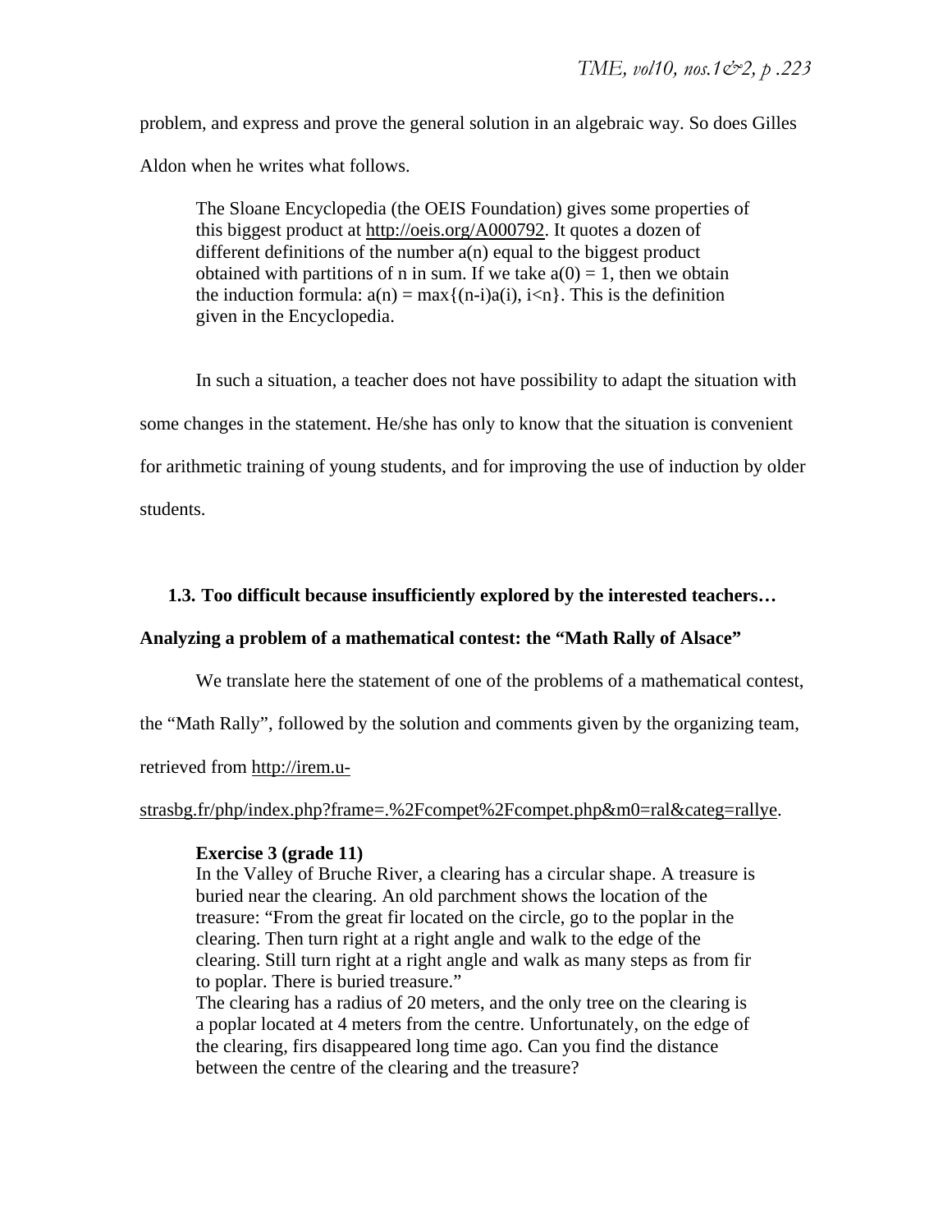problem, and express and prove the general solution in an algebraic way. So does Gilles Aldon when he writes what follows.

> The Sloane Encyclopedia (the OEIS Foundation) gives some properties of this biggest product at http://oeis.org/A000792. It quotes a dozen of different definitions of the number a(n) equal to the biggest product obtained with partitions of n in sum. If we take $a(0) = 1$, then we obtain the induction formula: $a(n) = \max\{(n-i)a(i), i<n\}$. This is the definition given in the Encyclopedia.

In such a situation, a teacher does not have possibility to adapt the situation with some changes in the statement. He/she has only to know that the situation is convenient for arithmetic training of young students, and for improving the use of induction by older students.

### 1.3. Too difficult because insufficiently explored by the interested teachers…

**Analyzing a problem of a mathematical contest: the "Math Rally of Alsace"**

We translate here the statement of one of the problems of a mathematical contest, the "Math Rally", followed by the solution and comments given by the organizing team, retrieved from http://irem.u-strasbg.fr/php/index.php?frame=.%2Fcompet%2Fcompet.php&m0=ral&categ=rallye.

> **Exercise 3 (grade 11)**
> In the Valley of Bruche River, a clearing has a circular shape. A treasure is buried near the clearing. An old parchment shows the location of the treasure: "From the great fir located on the circle, go to the poplar in the clearing. Then turn right at a right angle and walk to the edge of the clearing. Still turn right at a right angle and walk as many steps as from fir to poplar. There is buried treasure."
> The clearing has a radius of 20 meters, and the only tree on the clearing is a poplar located at 4 meters from the centre. Unfortunately, on the edge of the clearing, firs disappeared long time ago. Can you find the distance between the centre of the clearing and the treasure?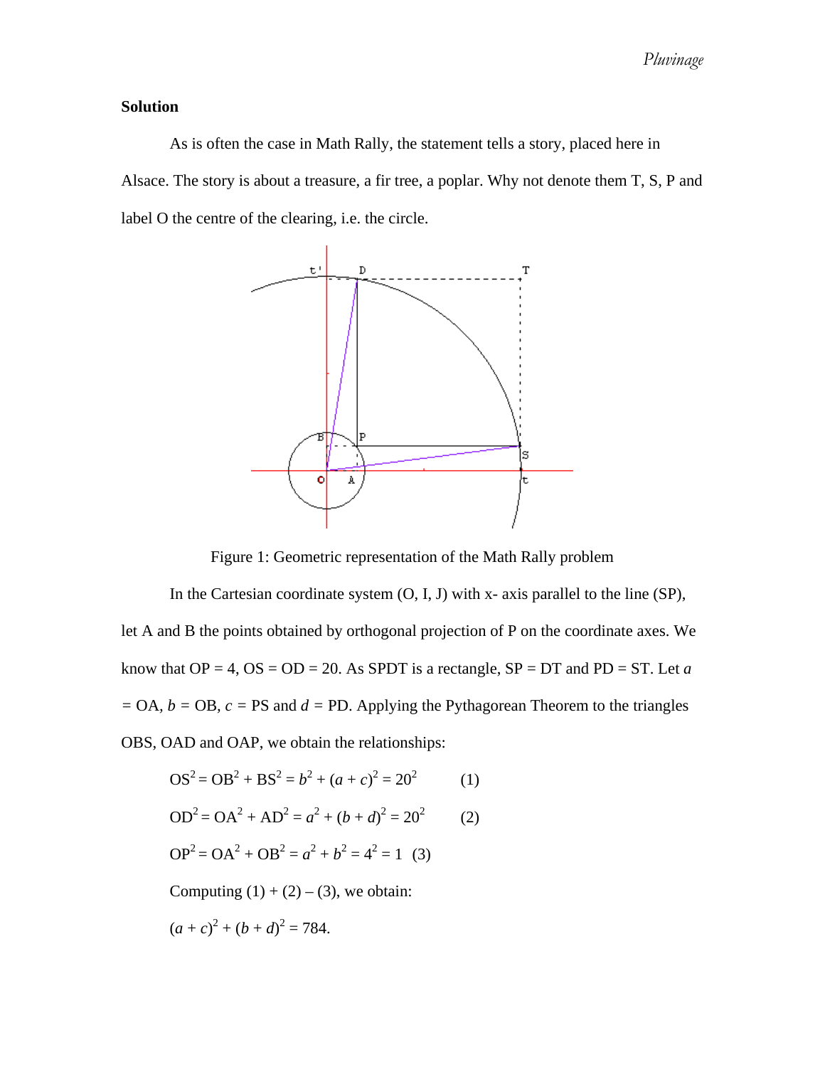**Solution**

As is often the case in Math Rally, the statement tells a story, placed here in Alsace. The story is about a treasure, a fir tree, a poplar. Why not denote them T, S, P and label O the centre of the clearing, i.e. the circle.

Figure 1: Geometric representation of the Math Rally problem

In the Cartesian coordinate system (O, I, J) with x- axis parallel to the line (SP), let A and B the points obtained by orthogonal projection of P on the coordinate axes. We know that OP = 4, OS = OD = 20. As SPDT is a rectangle, SP = DT and PD = ST. Let $a$ = OA, $b$ = OB, $c$ = PS and $d$ = PD. Applying the Pythagorean Theorem to the triangles OBS, OAD and OAP, we obtain the relationships:

$$OS^2 = OB^2 + BS^2 = b^2 + (a + c)^2 = 20^2 \quad (1)$$

$$OD^2 = OA^2 + AD^2 = a^2 + (b + d)^2 = 20^2 \quad (2)$$

$$OP^2 = OA^2 + OB^2 = a^2 + b^2 = 4^2 = 1 \quad (3)$$

Computing (1) + (2) – (3), we obtain:

$$(a + c)^2 + (b + d)^2 = 784.$$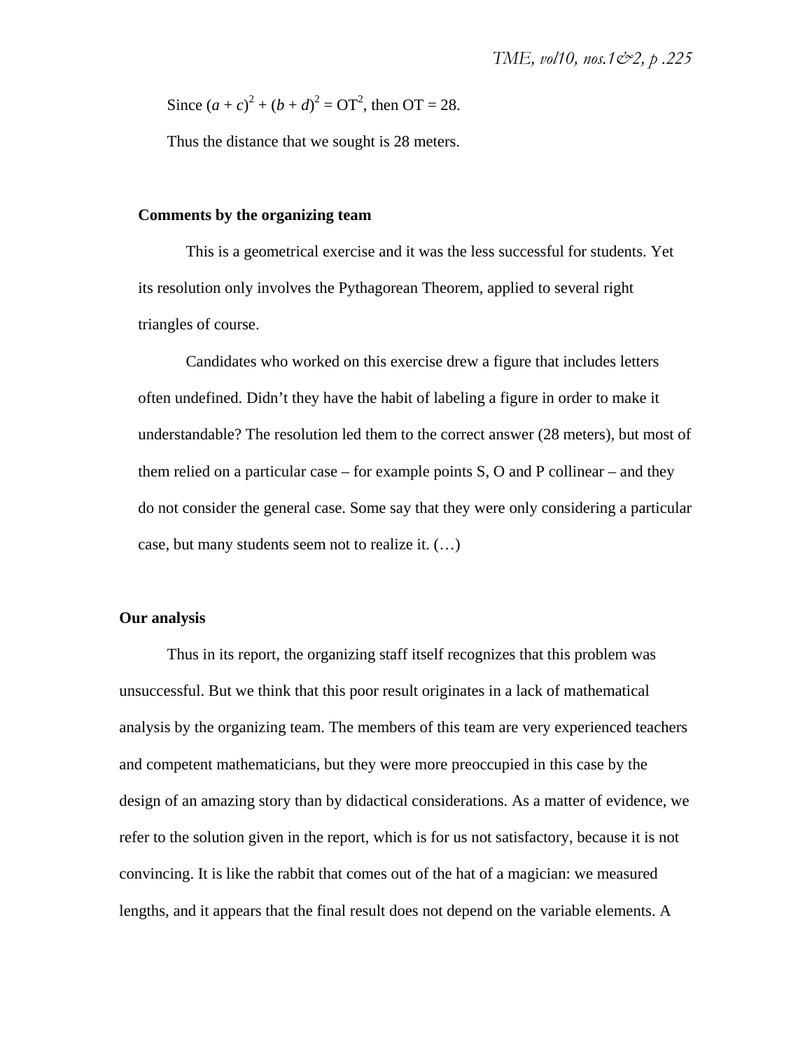Since $(a + c)^2 + (b + d)^2 = OT^2$, then OT = 28.

Thus the distance that we sought is 28 meters.

**Comments by the organizing team**

This is a geometrical exercise and it was the less successful for students. Yet its resolution only involves the Pythagorean Theorem, applied to several right triangles of course.

Candidates who worked on this exercise drew a figure that includes letters often undefined. Didn't they have the habit of labeling a figure in order to make it understandable? The resolution led them to the correct answer (28 meters), but most of them relied on a particular case – for example points S, O and P collinear – and they do not consider the general case. Some say that they were only considering a particular case, but many students seem not to realize it. (…)

**Our analysis**

Thus in its report, the organizing staff itself recognizes that this problem was unsuccessful. But we think that this poor result originates in a lack of mathematical analysis by the organizing team. The members of this team are very experienced teachers and competent mathematicians, but they were more preoccupied in this case by the design of an amazing story than by didactical considerations. As a matter of evidence, we refer to the solution given in the report, which is for us not satisfactory, because it is not convincing. It is like the rabbit that comes out of the hat of a magician: we measured lengths, and it appears that the final result does not depend on the variable elements. A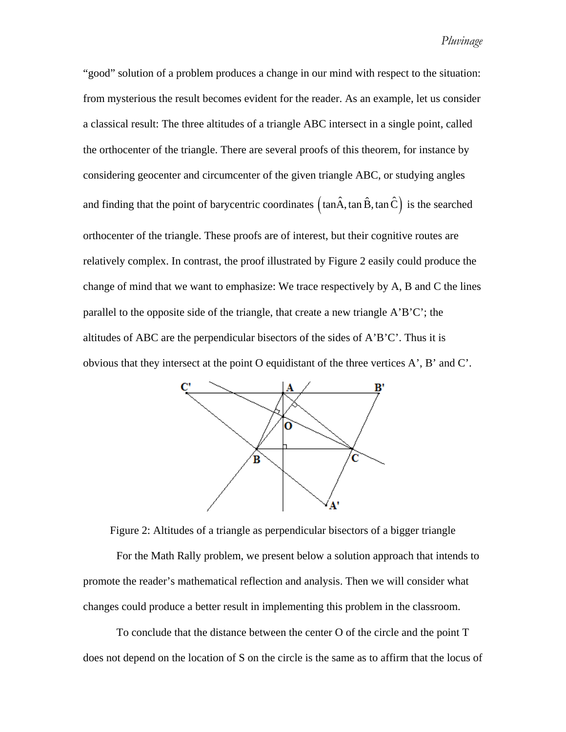"good" solution of a problem produces a change in our mind with respect to the situation: from mysterious the result becomes evident for the reader. As an example, let us consider a classical result: The three altitudes of a triangle ABC intersect in a single point, called the orthocenter of the triangle. There are several proofs of this theorem, for instance by considering geocenter and circumcenter of the given triangle ABC, or studying angles and finding that the point of barycentric coordinates $\left(\tan\hat{A}, \tan\hat{B}, \tan\hat{C}\right)$ is the searched orthocenter of the triangle. These proofs are of interest, but their cognitive routes are relatively complex. In contrast, the proof illustrated by Figure 2 easily could produce the change of mind that we want to emphasize: We trace respectively by A, B and C the lines parallel to the opposite side of the triangle, that create a new triangle A'B'C'; the altitudes of ABC are the perpendicular bisectors of the sides of A'B'C'. Thus it is obvious that they intersect at the point O equidistant of the three vertices A', B' and C'.

Figure 2: Altitudes of a triangle as perpendicular bisectors of a bigger triangle

For the Math Rally problem, we present below a solution approach that intends to promote the reader's mathematical reflection and analysis. Then we will consider what changes could produce a better result in implementing this problem in the classroom.

To conclude that the distance between the center O of the circle and the point T does not depend on the location of S on the circle is the same as to affirm that the locus of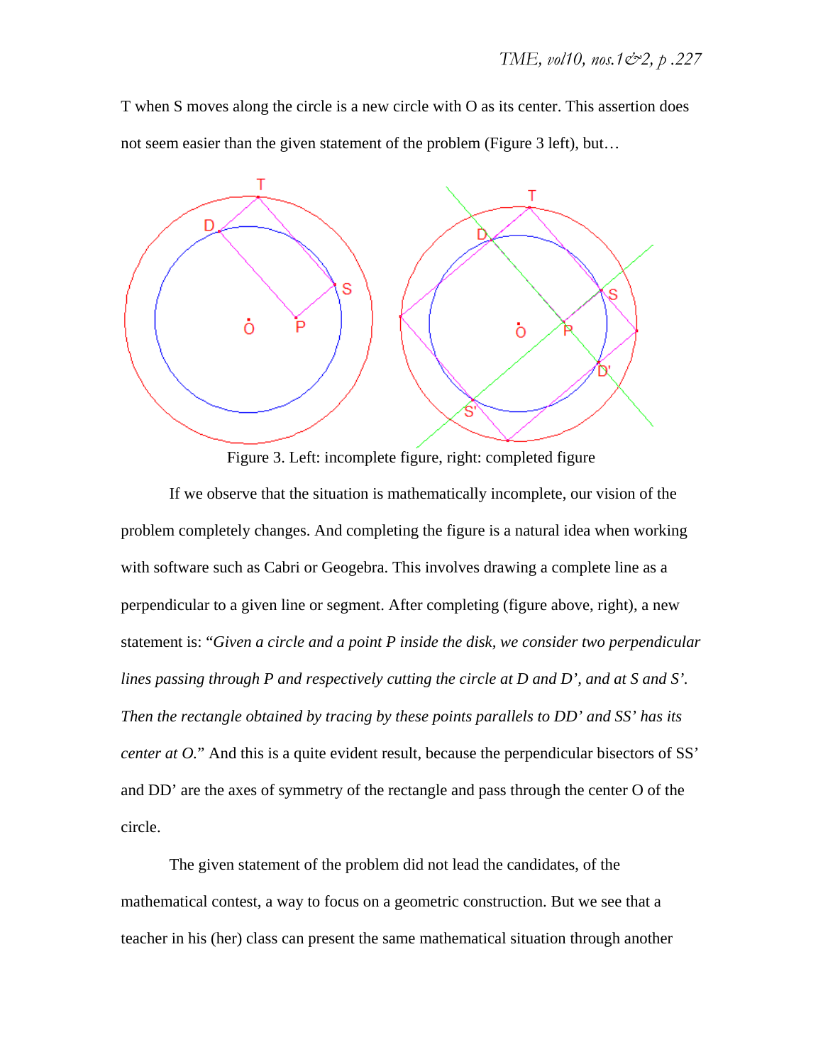T when S moves along the circle is a new circle with O as its center. This assertion does not seem easier than the given statement of the problem (Figure 3 left), but…

Figure 3. Left: incomplete figure, right: completed figure

If we observe that the situation is mathematically incomplete, our vision of the problem completely changes. And completing the figure is a natural idea when working with software such as Cabri or Geogebra. This involves drawing a complete line as a perpendicular to a given line or segment. After completing (figure above, right), a new statement is: "*Given a circle and a point P inside the disk, we consider two perpendicular lines passing through P and respectively cutting the circle at D and D', and at S and S'. Then the rectangle obtained by tracing by these points parallels to DD' and SS' has its center at O.*" And this is a quite evident result, because the perpendicular bisectors of SS' and DD' are the axes of symmetry of the rectangle and pass through the center O of the circle.

The given statement of the problem did not lead the candidates, of the mathematical contest, a way to focus on a geometric construction. But we see that a teacher in his (her) class can present the same mathematical situation through another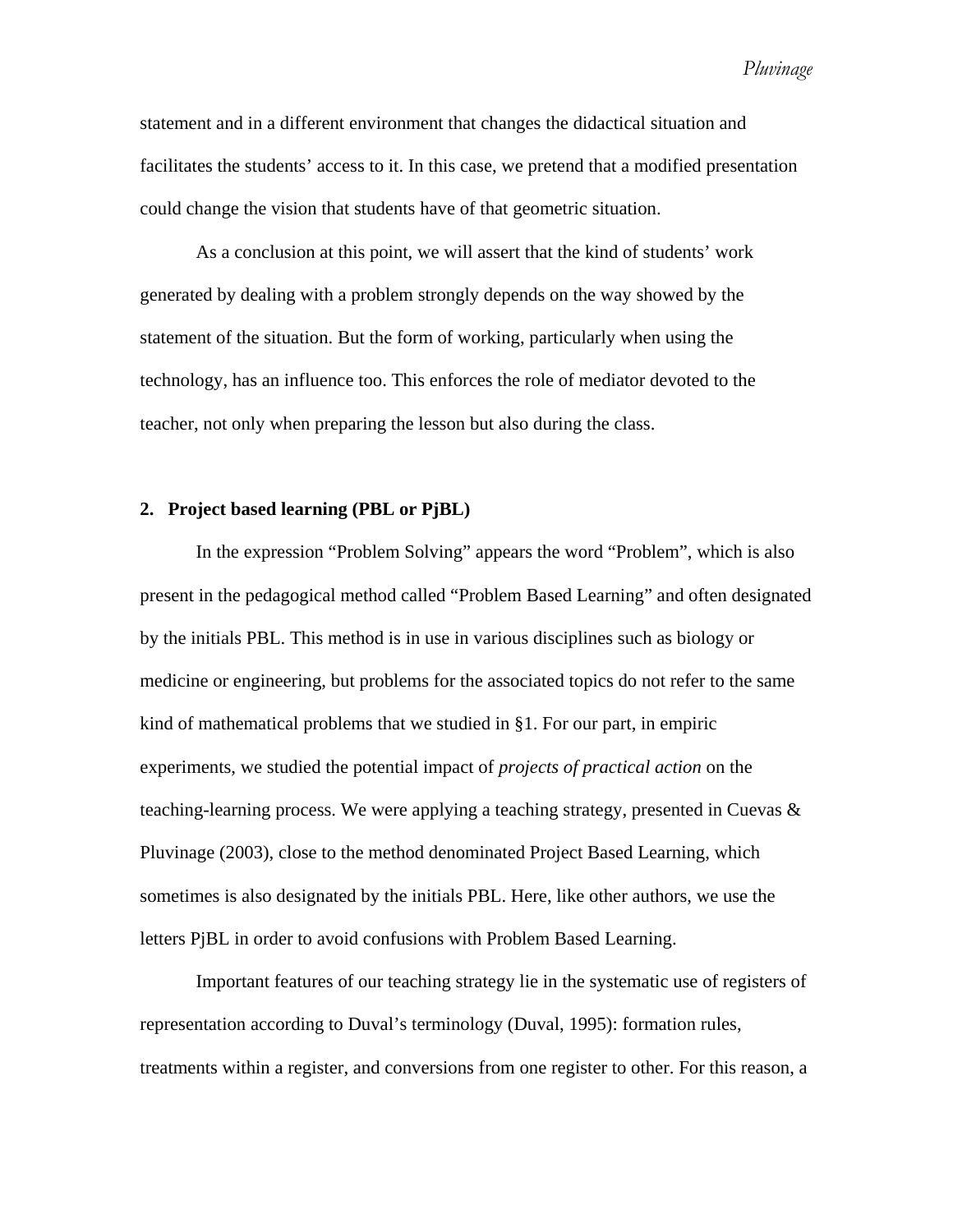statement and in a different environment that changes the didactical situation and facilitates the students' access to it. In this case, we pretend that a modified presentation could change the vision that students have of that geometric situation.

As a conclusion at this point, we will assert that the kind of students' work generated by dealing with a problem strongly depends on the way showed by the statement of the situation. But the form of working, particularly when using the technology, has an influence too. This enforces the role of mediator devoted to the teacher, not only when preparing the lesson but also during the class.

## 2. Project based learning (PBL or PjBL)

In the expression "Problem Solving" appears the word "Problem", which is also present in the pedagogical method called "Problem Based Learning" and often designated by the initials PBL. This method is in use in various disciplines such as biology or medicine or engineering, but problems for the associated topics do not refer to the same kind of mathematical problems that we studied in §1. For our part, in empiric experiments, we studied the potential impact of *projects of practical action* on the teaching-learning process. We were applying a teaching strategy, presented in Cuevas & Pluvinage (2003), close to the method denominated Project Based Learning, which sometimes is also designated by the initials PBL. Here, like other authors, we use the letters PjBL in order to avoid confusions with Problem Based Learning.

Important features of our teaching strategy lie in the systematic use of registers of representation according to Duval's terminology (Duval, 1995): formation rules, treatments within a register, and conversions from one register to other. For this reason, a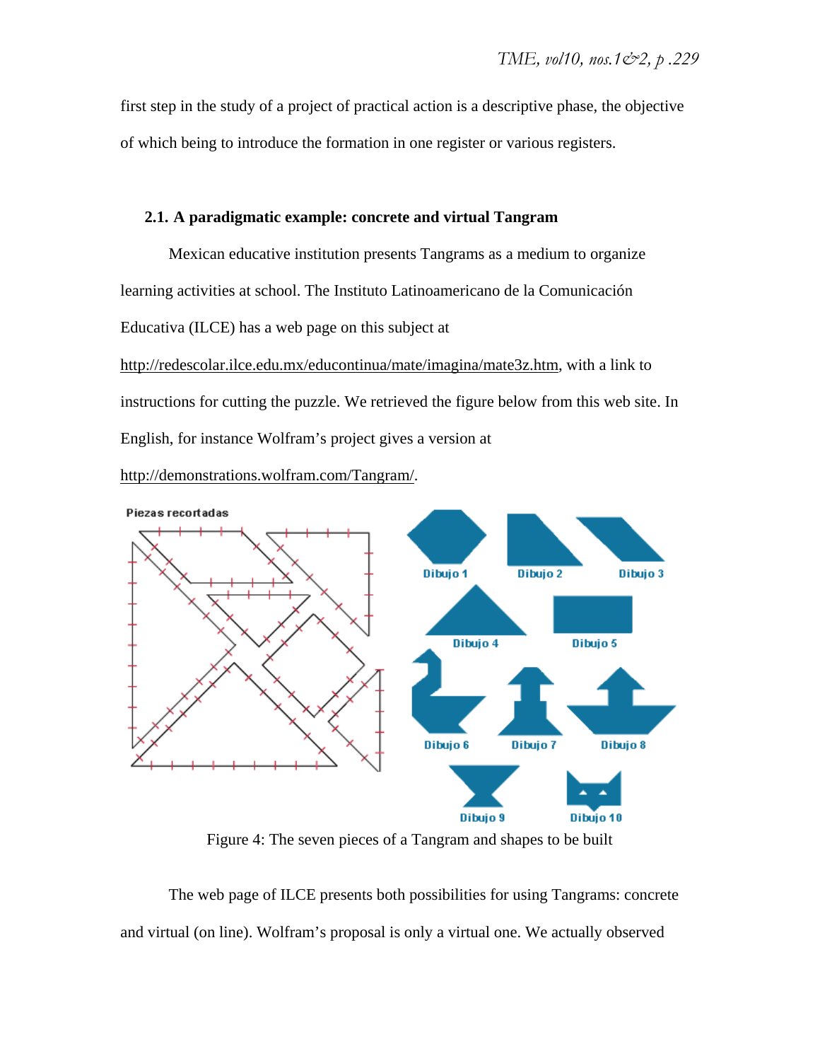first step in the study of a project of practical action is a descriptive phase, the objective of which being to introduce the formation in one register or various registers.

### 2.1. A paradigmatic example: concrete and virtual Tangram

Mexican educative institution presents Tangrams as a medium to organize learning activities at school. The Instituto Latinoamericano de la Comunicación Educativa (ILCE) has a web page on this subject at http://redescolar.ilce.edu.mx/educontinua/mate/imagina/mate3z.htm, with a link to instructions for cutting the puzzle. We retrieved the figure below from this web site. In English, for instance Wolfram's project gives a version at http://demonstrations.wolfram.com/Tangram/.

Figure 4: The seven pieces of a Tangram and shapes to be built

The web page of ILCE presents both possibilities for using Tangrams: concrete and virtual (on line). Wolfram's proposal is only a virtual one. We actually observed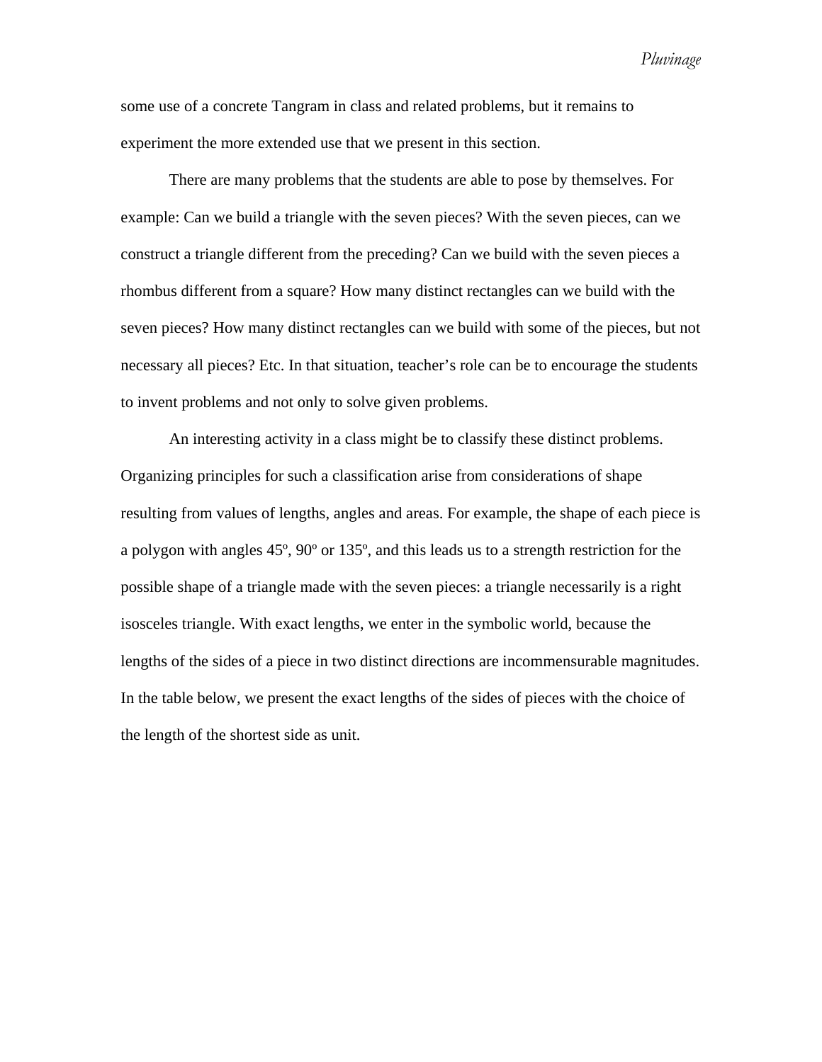some use of a concrete Tangram in class and related problems, but it remains to experiment the more extended use that we present in this section.

There are many problems that the students are able to pose by themselves. For example: Can we build a triangle with the seven pieces? With the seven pieces, can we construct a triangle different from the preceding? Can we build with the seven pieces a rhombus different from a square? How many distinct rectangles can we build with the seven pieces? How many distinct rectangles can we build with some of the pieces, but not necessary all pieces? Etc. In that situation, teacher's role can be to encourage the students to invent problems and not only to solve given problems.

An interesting activity in a class might be to classify these distinct problems. Organizing principles for such a classification arise from considerations of shape resulting from values of lengths, angles and areas. For example, the shape of each piece is a polygon with angles 45º, 90º or 135º, and this leads us to a strength restriction for the possible shape of a triangle made with the seven pieces: a triangle necessarily is a right isosceles triangle. With exact lengths, we enter in the symbolic world, because the lengths of the sides of a piece in two distinct directions are incommensurable magnitudes. In the table below, we present the exact lengths of the sides of pieces with the choice of the length of the shortest side as unit.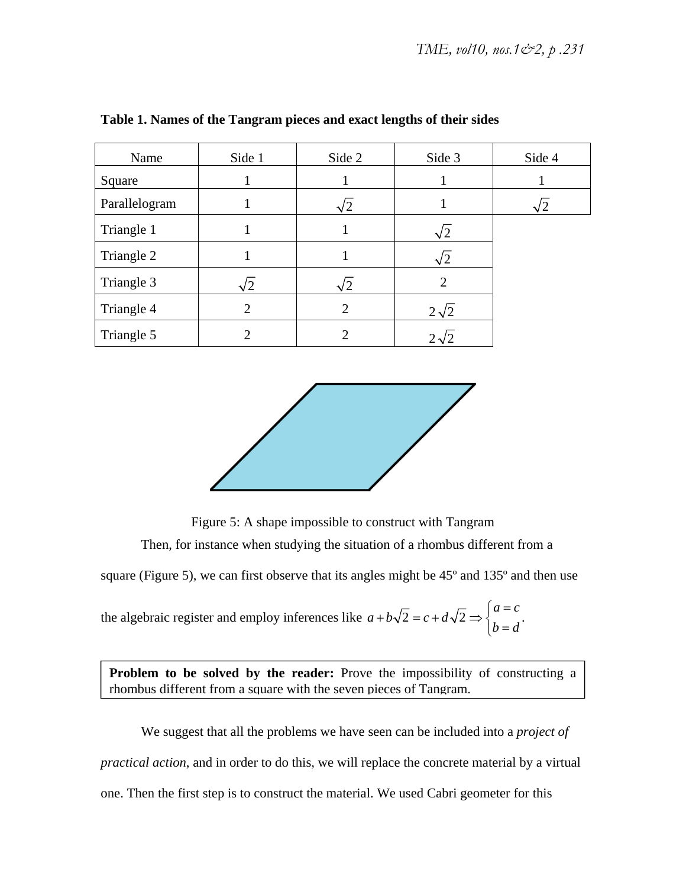**Table 1. Names of the Tangram pieces and exact lengths of their sides**

| Name | Side 1 | Side 2 | Side 3 | Side 4 |
|---|---|---|---|---|
| Square | 1 | 1 | 1 | 1 |
| Parallelogram | 1 | $\sqrt{2}$ | 1 | $\sqrt{2}$ |
| Triangle 1 | 1 | 1 | $\sqrt{2}$ | |
| Triangle 2 | 1 | 1 | $\sqrt{2}$ | |
| Triangle 3 | $\sqrt{2}$ | $\sqrt{2}$ | 2 | |
| Triangle 4 | 2 | 2 | $2\sqrt{2}$ | |
| Triangle 5 | 2 | 2 | $2\sqrt{2}$ | |

Figure 5: A shape impossible to construct with Tangram

Then, for instance when studying the situation of a rhombus different from a square (Figure 5), we can first observe that its angles might be 45º and 135º and then use the algebraic register and employ inferences like $a + b\sqrt{2} = c + d\sqrt{2} \Rightarrow \begin{cases} a = c \\ b = d \end{cases}$.

> **Problem to be solved by the reader:** Prove the impossibility of constructing a rhombus different from a square with the seven pieces of Tangram.

We suggest that all the problems we have seen can be included into a *project of practical action*, and in order to do this, we will replace the concrete material by a virtual one. Then the first step is to construct the material. We used Cabri geometer for this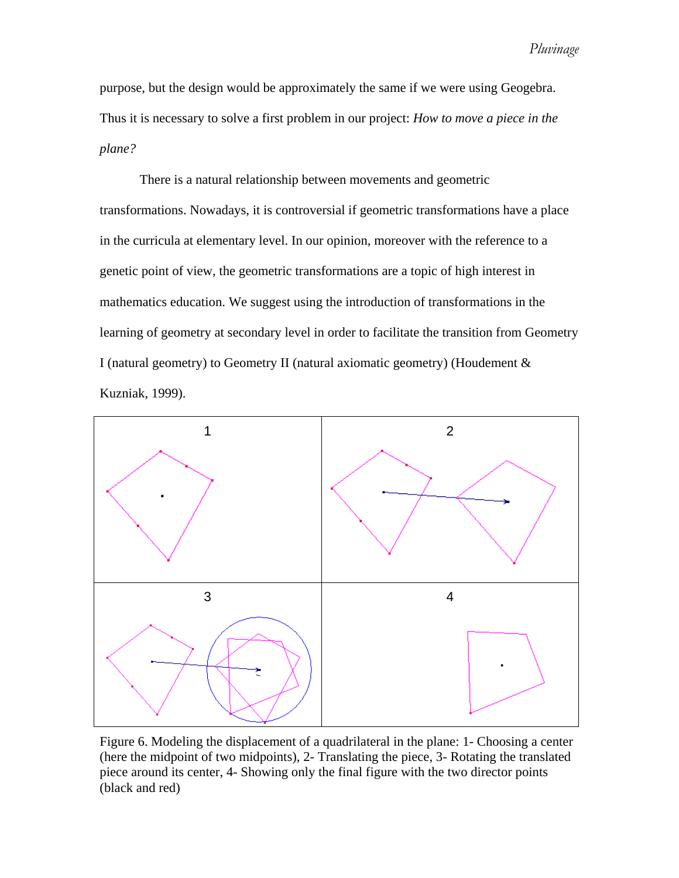purpose, but the design would be approximately the same if we were using Geogebra. Thus it is necessary to solve a first problem in our project: *How to move a piece in the plane?*

There is a natural relationship between movements and geometric transformations. Nowadays, it is controversial if geometric transformations have a place in the curricula at elementary level. In our opinion, moreover with the reference to a genetic point of view, the geometric transformations are a topic of high interest in mathematics education. We suggest using the introduction of transformations in the learning of geometry at secondary level in order to facilitate the transition from Geometry I (natural geometry) to Geometry II (natural axiomatic geometry) (Houdement & Kuzniak, 1999).

Figure 6. Modeling the displacement of a quadrilateral in the plane: 1- Choosing a center (here the midpoint of two midpoints), 2- Translating the piece, 3- Rotating the translated piece around its center, 4- Showing only the final figure with the two director points (black and red)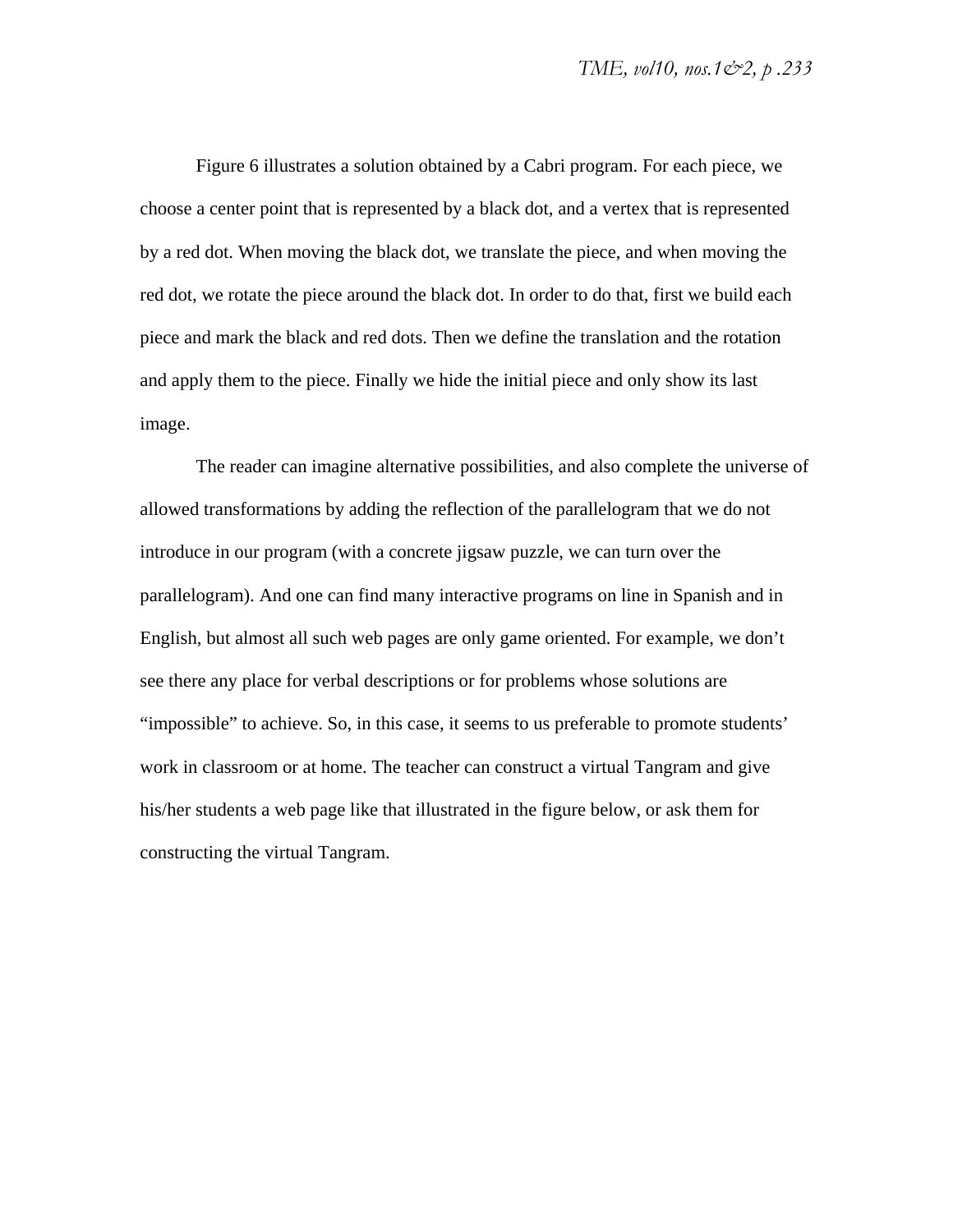Figure 6 illustrates a solution obtained by a Cabri program. For each piece, we choose a center point that is represented by a black dot, and a vertex that is represented by a red dot. When moving the black dot, we translate the piece, and when moving the red dot, we rotate the piece around the black dot. In order to do that, first we build each piece and mark the black and red dots. Then we define the translation and the rotation and apply them to the piece. Finally we hide the initial piece and only show its last image.

The reader can imagine alternative possibilities, and also complete the universe of allowed transformations by adding the reflection of the parallelogram that we do not introduce in our program (with a concrete jigsaw puzzle, we can turn over the parallelogram). And one can find many interactive programs on line in Spanish and in English, but almost all such web pages are only game oriented. For example, we don't see there any place for verbal descriptions or for problems whose solutions are "impossible" to achieve. So, in this case, it seems to us preferable to promote students' work in classroom or at home. The teacher can construct a virtual Tangram and give his/her students a web page like that illustrated in the figure below, or ask them for constructing the virtual Tangram.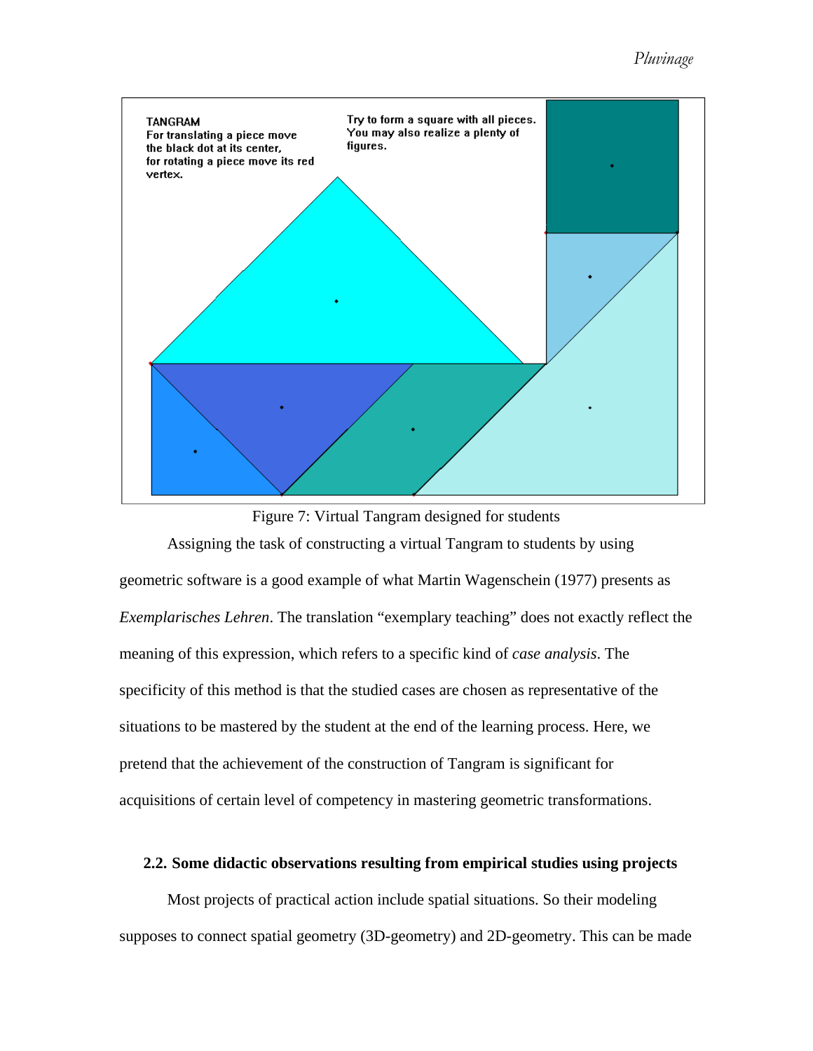TANGRAM
For translating a piece move the black dot at its center, for rotating a piece move its red vertex.

Try to form a square with all pieces. You may also realize a plenty of figures.

Figure 7: Virtual Tangram designed for students

Assigning the task of constructing a virtual Tangram to students by using geometric software is a good example of what Martin Wagenschein (1977) presents as *Exemplarisches Lehren*. The translation “exemplary teaching” does not exactly reflect the meaning of this expression, which refers to a specific kind of *case analysis*. The specificity of this method is that the studied cases are chosen as representative of the situations to be mastered by the student at the end of the learning process. Here, we pretend that the achievement of the construction of Tangram is significant for acquisitions of certain level of competency in mastering geometric transformations.

### 2.2. Some didactic observations resulting from empirical studies using projects

Most projects of practical action include spatial situations. So their modeling supposes to connect spatial geometry (3D-geometry) and 2D-geometry. This can be made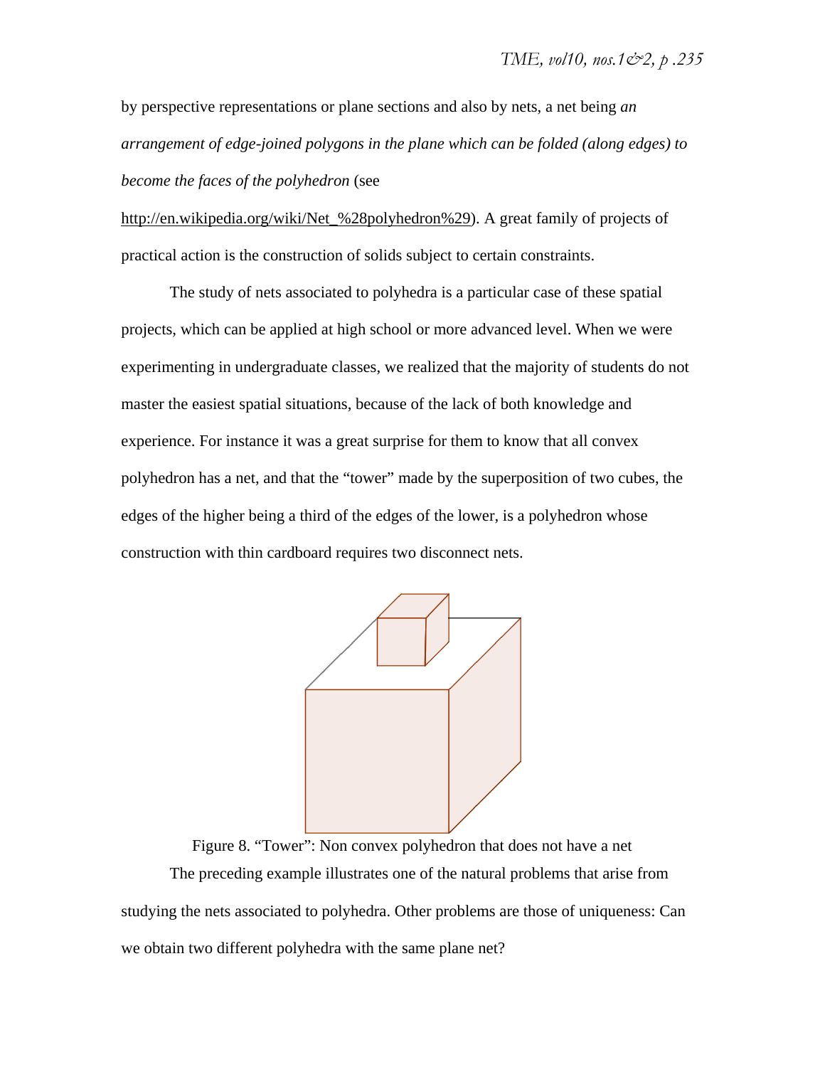by perspective representations or plane sections and also by nets, a net being *an arrangement of edge-joined polygons in the plane which can be folded (along edges) to become the faces of the polyhedron* (see http://en.wikipedia.org/wiki/Net_%28polyhedron%29). A great family of projects of practical action is the construction of solids subject to certain constraints.

The study of nets associated to polyhedra is a particular case of these spatial projects, which can be applied at high school or more advanced level. When we were experimenting in undergraduate classes, we realized that the majority of students do not master the easiest spatial situations, because of the lack of both knowledge and experience. For instance it was a great surprise for them to know that all convex polyhedron has a net, and that the "tower" made by the superposition of two cubes, the edges of the higher being a third of the edges of the lower, is a polyhedron whose construction with thin cardboard requires two disconnect nets.

Figure 8. "Tower": Non convex polyhedron that does not have a net

The preceding example illustrates one of the natural problems that arise from studying the nets associated to polyhedra. Other problems are those of uniqueness: Can we obtain two different polyhedra with the same plane net?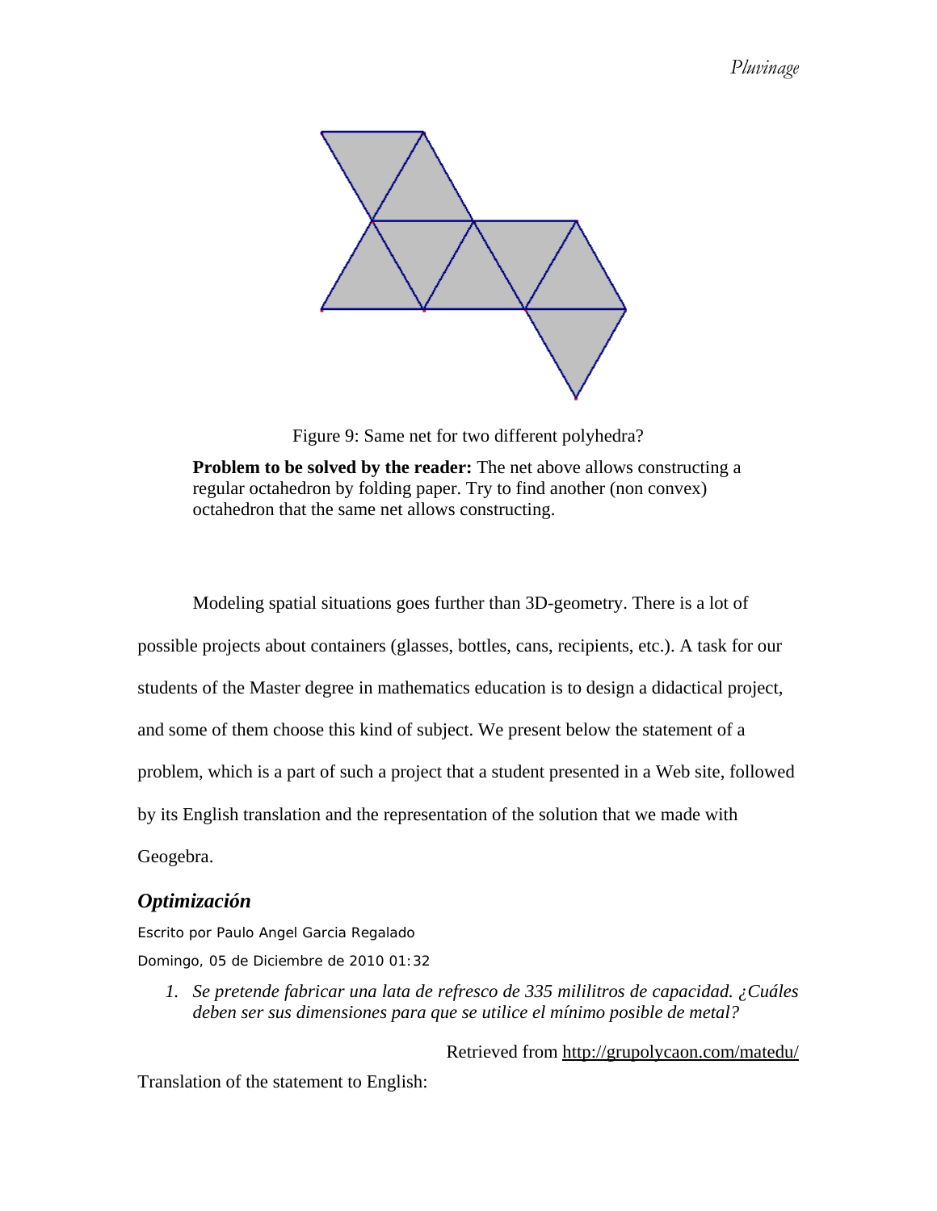Figure 9: Same net for two different polyhedra?

**Problem to be solved by the reader:** The net above allows constructing a regular octahedron by folding paper. Try to find another (non convex) octahedron that the same net allows constructing.

Modeling spatial situations goes further than 3D-geometry. There is a lot of possible projects about containers (glasses, bottles, cans, recipients, etc.). A task for our students of the Master degree in mathematics education is to design a didactical project, and some of them choose this kind of subject. We present below the statement of a problem, which is a part of such a project that a student presented in a Web site, followed by its English translation and the representation of the solution that we made with Geogebra.

### *Optimización*

Escrito por Paulo Angel Garcia Regalado

Domingo, 05 de Diciembre de 2010 01:32

1. *Se pretende fabricar una lata de refresco de 335 mililitros de capacidad. ¿Cuáles deben ser sus dimensiones para que se utilice el mínimo posible de metal?*

Retrieved from http://grupolycaon.com/matedu/

Translation of the statement to English: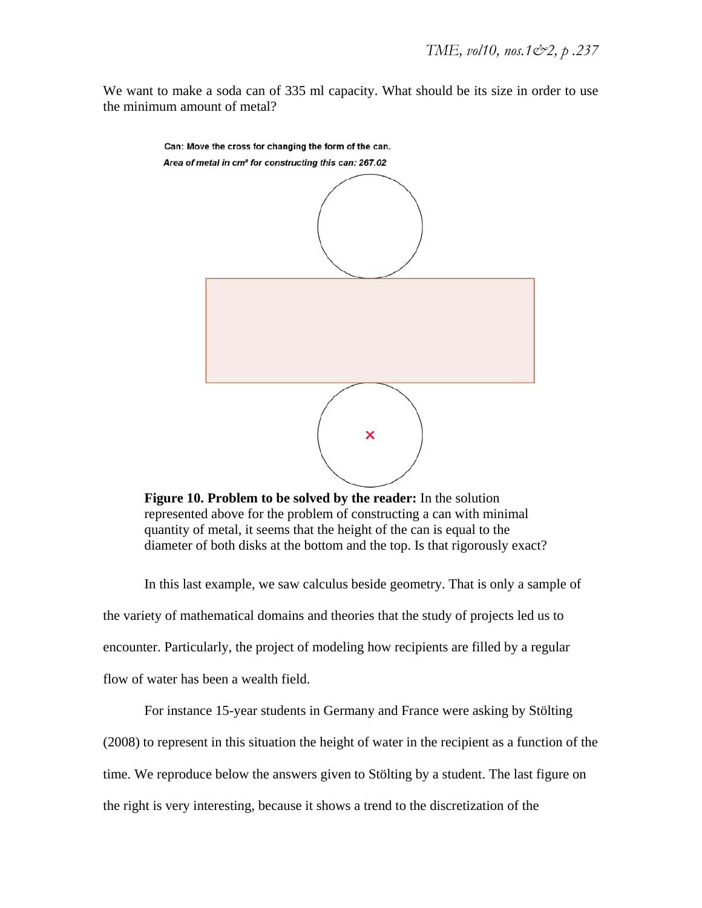We want to make a soda can of 335 ml capacity. What should be its size in order to use the minimum amount of metal?

Can: Move the cross for changing the form of the can.

*Area of metal in cm² for constructing this can: 267.02*

**Figure 10. Problem to be solved by the reader:** In the solution represented above for the problem of constructing a can with minimal quantity of metal, it seems that the height of the can is equal to the diameter of both disks at the bottom and the top. Is that rigorously exact?

In this last example, we saw calculus beside geometry. That is only a sample of the variety of mathematical domains and theories that the study of projects led us to encounter. Particularly, the project of modeling how recipients are filled by a regular flow of water has been a wealth field.

For instance 15-year students in Germany and France were asking by Stölting (2008) to represent in this situation the height of water in the recipient as a function of the time. We reproduce below the answers given to Stölting by a student. The last figure on the right is very interesting, because it shows a trend to the discretization of the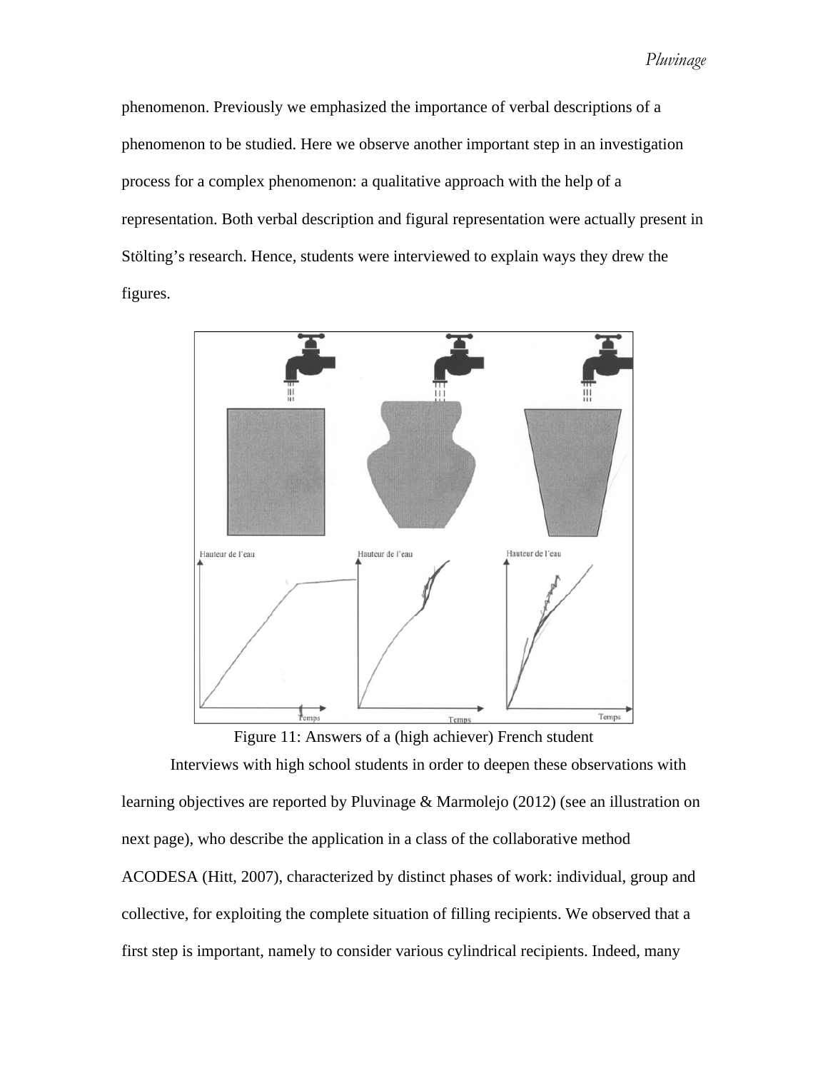phenomenon. Previously we emphasized the importance of verbal descriptions of a phenomenon to be studied. Here we observe another important step in an investigation process for a complex phenomenon: a qualitative approach with the help of a representation. Both verbal description and figural representation were actually present in Stölting's research. Hence, students were interviewed to explain ways they drew the figures.

Figure 11: Answers of a (high achiever) French student

Interviews with high school students in order to deepen these observations with learning objectives are reported by Pluvinage & Marmolejo (2012) (see an illustration on next page), who describe the application in a class of the collaborative method ACODESA (Hitt, 2007), characterized by distinct phases of work: individual, group and collective, for exploiting the complete situation of filling recipients. We observed that a first step is important, namely to consider various cylindrical recipients. Indeed, many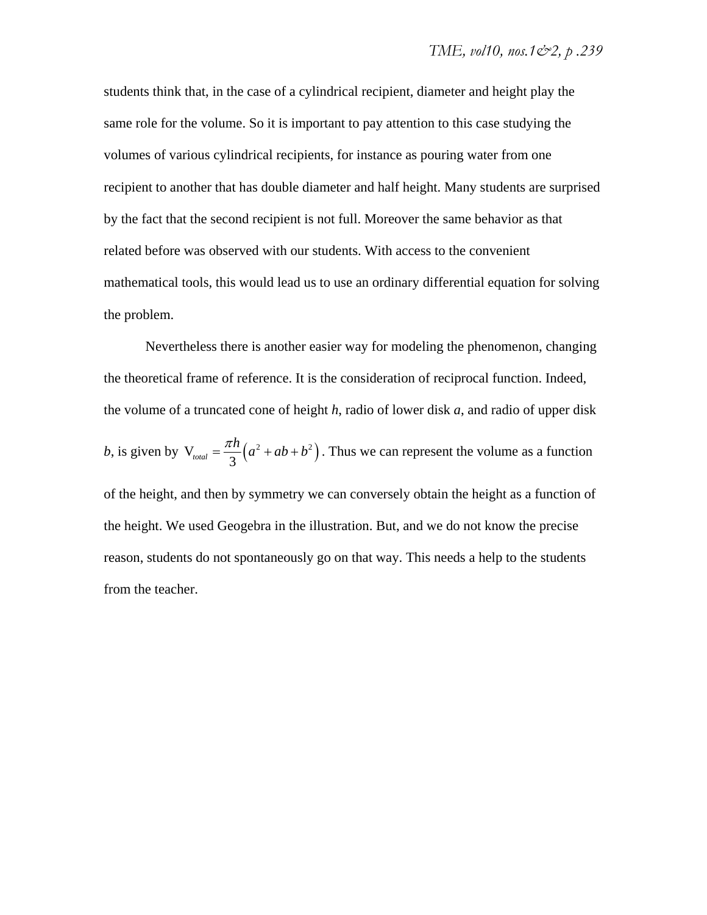students think that, in the case of a cylindrical recipient, diameter and height play the same role for the volume. So it is important to pay attention to this case studying the volumes of various cylindrical recipients, for instance as pouring water from one recipient to another that has double diameter and half height. Many students are surprised by the fact that the second recipient is not full. Moreover the same behavior as that related before was observed with our students. With access to the convenient mathematical tools, this would lead us to use an ordinary differential equation for solving the problem.

Nevertheless there is another easier way for modeling the phenomenon, changing the theoretical frame of reference. It is the consideration of reciprocal function. Indeed, the volume of a truncated cone of height $h$, radio of lower disk $a$, and radio of upper disk $b$, is given by $V_{total} = \frac{\pi h}{3}\left(a^2 + ab + b^2\right)$. Thus we can represent the volume as a function of the height, and then by symmetry we can conversely obtain the height as a function of the height. We used Geogebra in the illustration. But, and we do not know the precise reason, students do not spontaneously go on that way. This needs a help to the students from the teacher.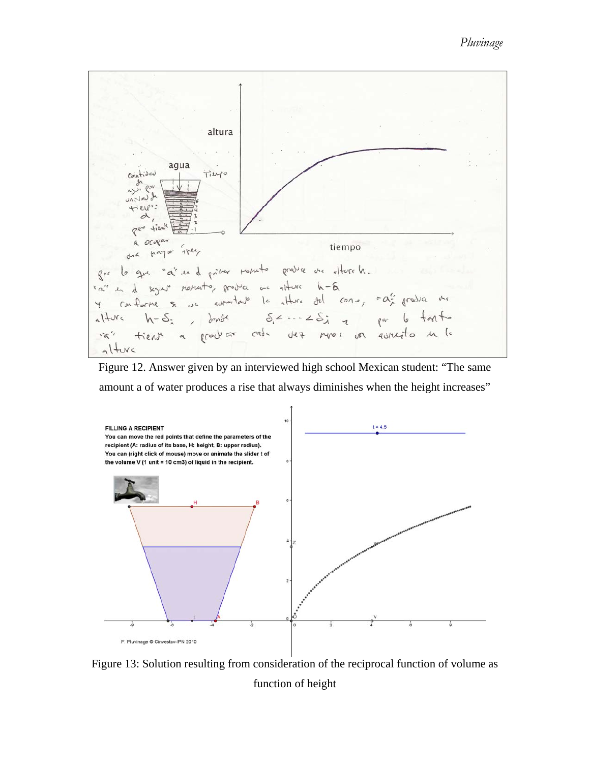Figure 12. Answer given by an interviewed high school Mexican student: "The same amount a of water produces a rise that always diminishes when the height increases"

Figure 13: Solution resulting from consideration of the reciprocal function of volume as function of height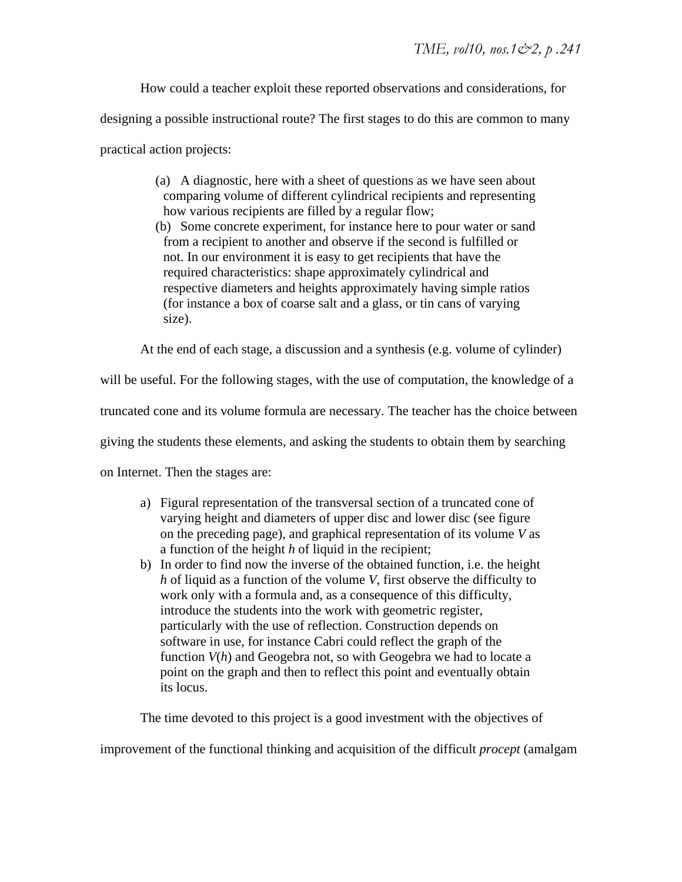How could a teacher exploit these reported observations and considerations, for designing a possible instructional route? The first stages to do this are common to many practical action projects:

(a) A diagnostic, here with a sheet of questions as we have seen about comparing volume of different cylindrical recipients and representing how various recipients are filled by a regular flow;

(b) Some concrete experiment, for instance here to pour water or sand from a recipient to another and observe if the second is fulfilled or not. In our environment it is easy to get recipients that have the required characteristics: shape approximately cylindrical and respective diameters and heights approximately having simple ratios (for instance a box of coarse salt and a glass, or tin cans of varying size).

At the end of each stage, a discussion and a synthesis (e.g. volume of cylinder) will be useful. For the following stages, with the use of computation, the knowledge of a truncated cone and its volume formula are necessary. The teacher has the choice between giving the students these elements, and asking the students to obtain them by searching on Internet. Then the stages are:

a) Figural representation of the transversal section of a truncated cone of varying height and diameters of upper disc and lower disc (see figure on the preceding page), and graphical representation of its volume $V$ as a function of the height $h$ of liquid in the recipient;
b) In order to find now the inverse of the obtained function, i.e. the height $h$ of liquid as a function of the volume $V$, first observe the difficulty to work only with a formula and, as a consequence of this difficulty, introduce the students into the work with geometric register, particularly with the use of reflection. Construction depends on software in use, for instance Cabri could reflect the graph of the function $V(h)$ and Geogebra not, so with Geogebra we had to locate a point on the graph and then to reflect this point and eventually obtain its locus.

The time devoted to this project is a good investment with the objectives of improvement of the functional thinking and acquisition of the difficult *procept* (amalgam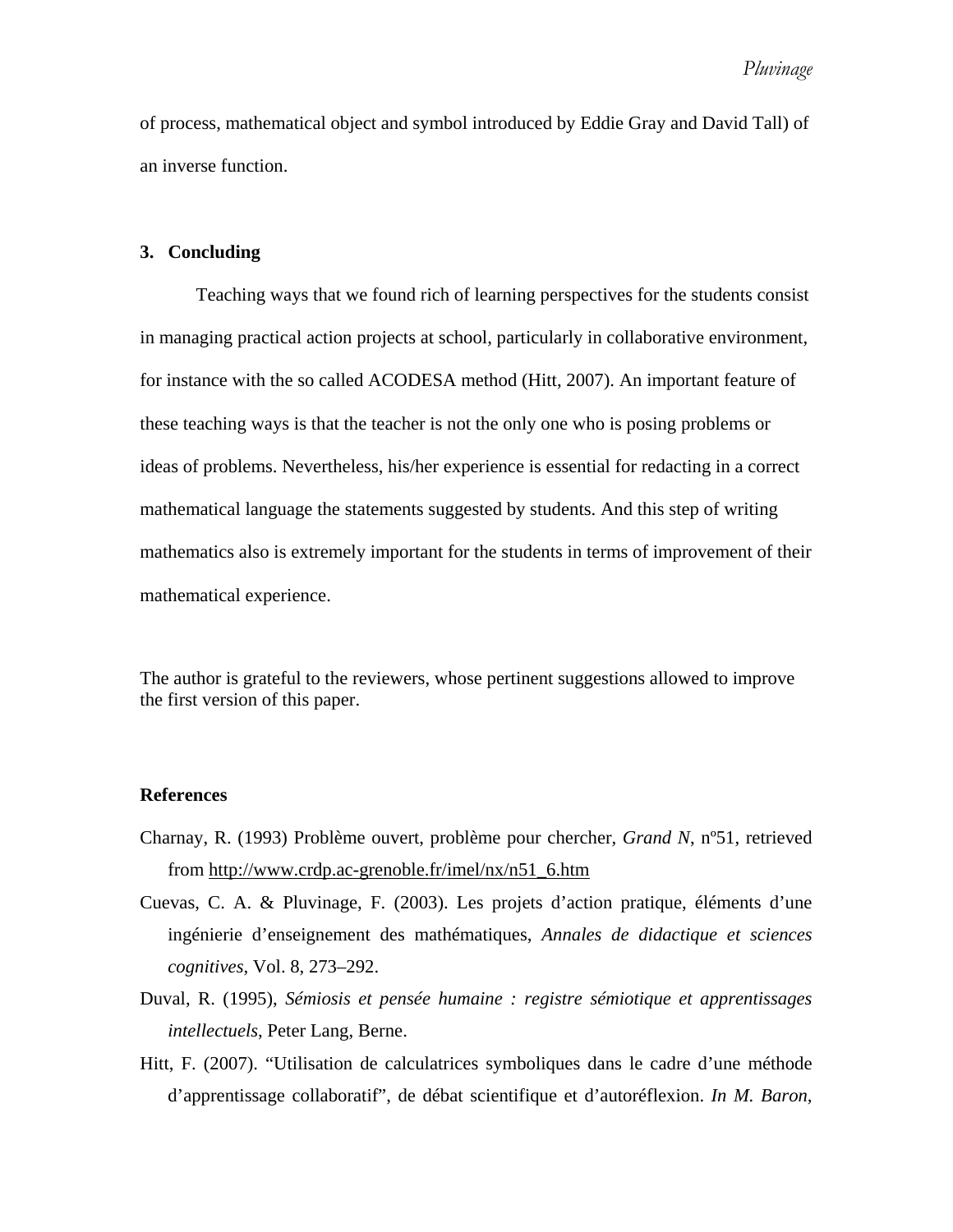of process, mathematical object and symbol introduced by Eddie Gray and David Tall) of an inverse function.

## 3. Concluding

Teaching ways that we found rich of learning perspectives for the students consist in managing practical action projects at school, particularly in collaborative environment, for instance with the so called ACODESA method (Hitt, 2007). An important feature of these teaching ways is that the teacher is not the only one who is posing problems or ideas of problems. Nevertheless, his/her experience is essential for redacting in a correct mathematical language the statements suggested by students. And this step of writing mathematics also is extremely important for the students in terms of improvement of their mathematical experience.

The author is grateful to the reviewers, whose pertinent suggestions allowed to improve the first version of this paper.

## References

Charnay, R. (1993) Problème ouvert, problème pour chercher, *Grand N*, nº51, retrieved from http://www.crdp.ac-grenoble.fr/imel/nx/n51_6.htm

Cuevas, C. A. & Pluvinage, F. (2003). Les projets d'action pratique, éléments d'une ingénierie d'enseignement des mathématiques, *Annales de didactique et sciences cognitives*, Vol. 8, 273–292.

Duval, R. (1995), *Sémiosis et pensée humaine : registre sémiotique et apprentissages intellectuels*, Peter Lang, Berne.

Hitt, F. (2007). "Utilisation de calculatrices symboliques dans le cadre d'une méthode d'apprentissage collaboratif", de débat scientifique et d'autoréflexion. *In M. Baron,*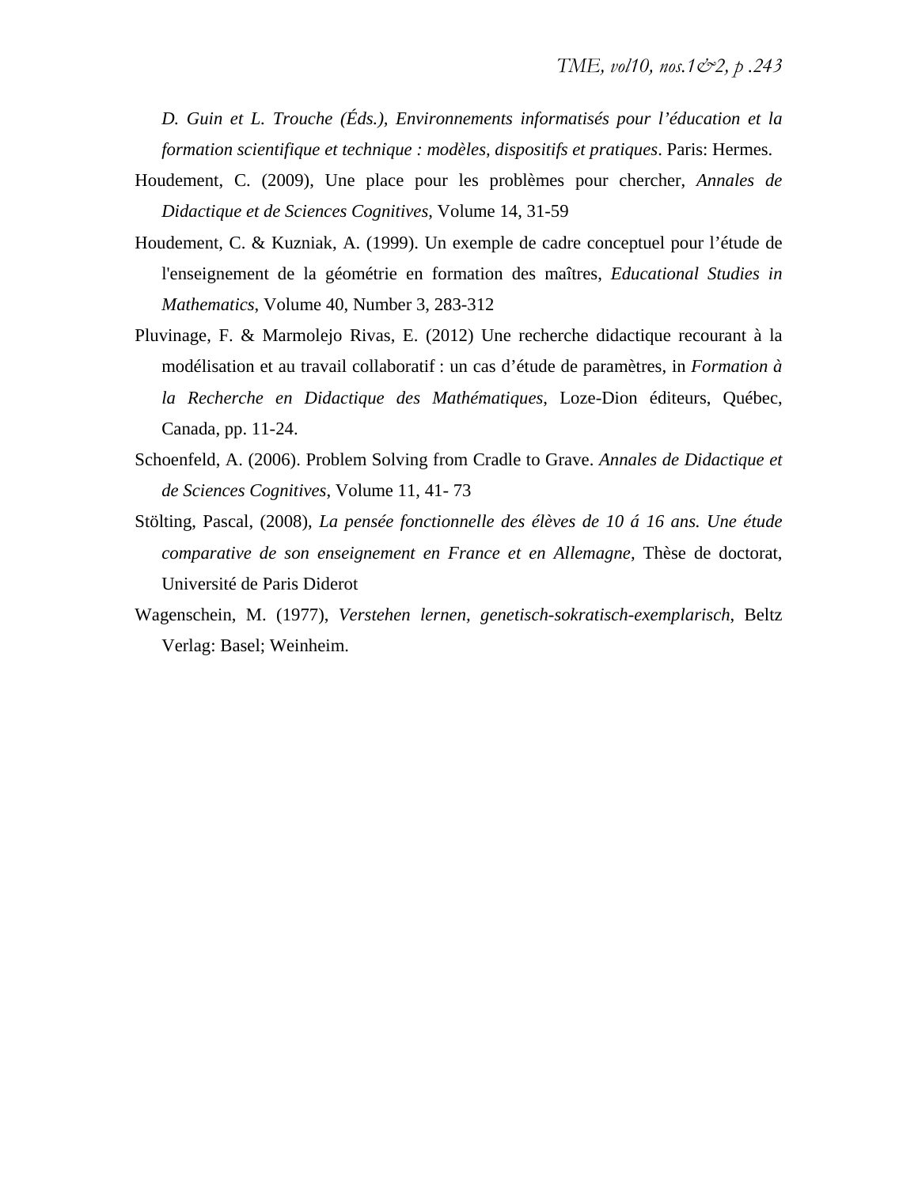*D. Guin et L. Trouche (Éds.), Environnements informatisés pour l'éducation et la formation scientifique et technique : modèles, dispositifs et pratiques*. Paris: Hermes.

Houdement, C. (2009), Une place pour les problèmes pour chercher, *Annales de Didactique et de Sciences Cognitives*, Volume 14, 31-59

Houdement, C. & Kuzniak, A. (1999). Un exemple de cadre conceptuel pour l'étude de l'enseignement de la géométrie en formation des maîtres, *Educational Studies in Mathematics*, Volume 40, Number 3, 283-312

Pluvinage, F. & Marmolejo Rivas, E. (2012) Une recherche didactique recourant à la modélisation et au travail collaboratif : un cas d'étude de paramètres, in *Formation à la Recherche en Didactique des Mathématiques*, Loze-Dion éditeurs, Québec, Canada, pp. 11-24.

Schoenfeld, A. (2006). Problem Solving from Cradle to Grave. *Annales de Didactique et de Sciences Cognitives*, Volume 11, 41- 73

Stölting, Pascal, (2008), *La pensée fonctionnelle des élèves de 10 á 16 ans. Une étude comparative de son enseignement en France et en Allemagne,* Thèse de doctorat, Université de Paris Diderot

Wagenschein, M. (1977), *Verstehen lernen, genetisch-sokratisch-exemplarisch*, Beltz Verlag: Basel; Weinheim.